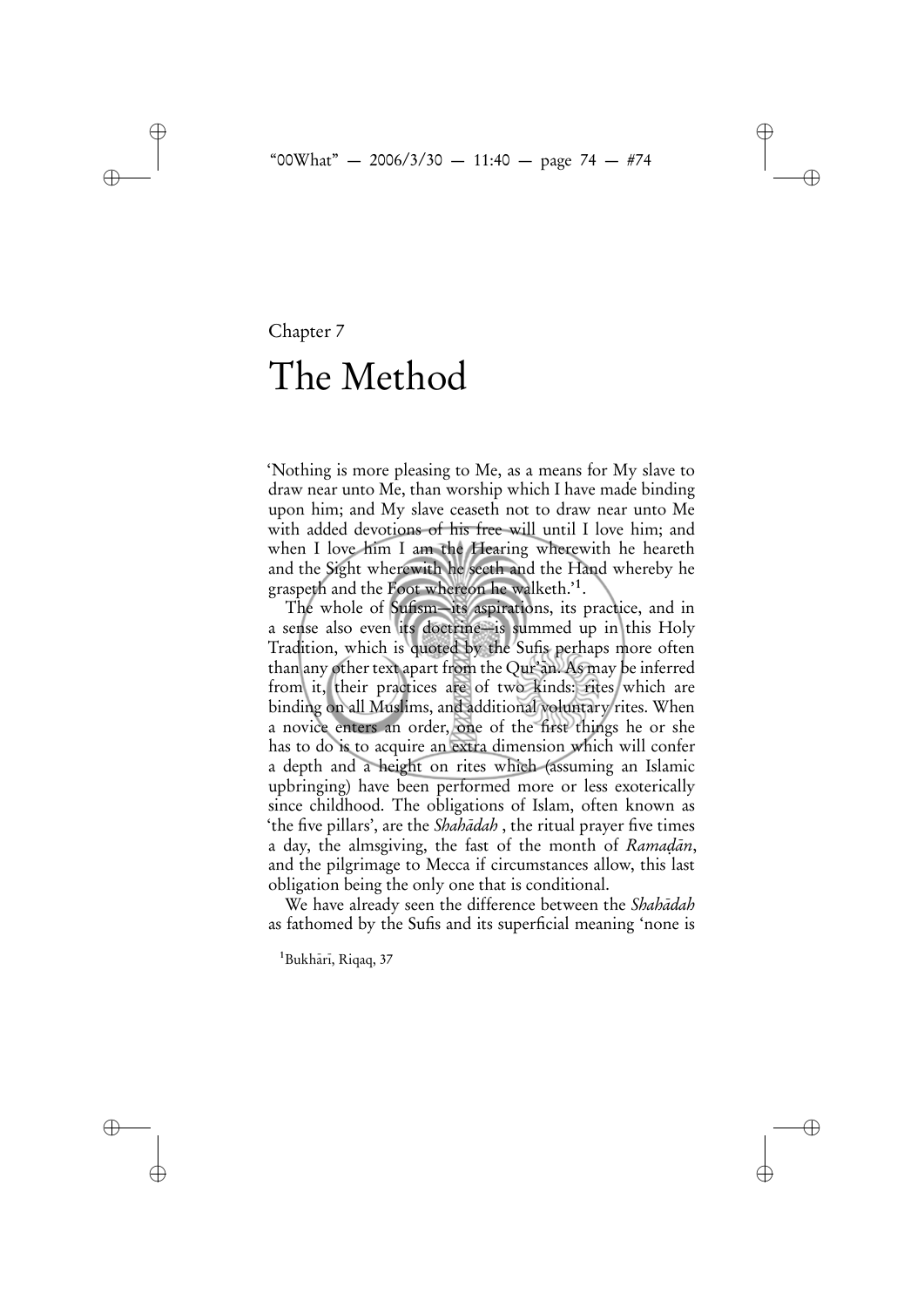Chapter 7

# The Method

'Nothing is more pleasing to Me, as a means for My slave to draw near unto Me, than worship which I have made binding upon him; and My slave ceaseth not to draw near unto Me with added devotions of his free will until I love him; and when I love him I am the Hearing wherewith he heareth and the Sight wherewith he seeth and the Hand whereby he graspeth and the Foot whereon he walketh.'[1].

The whole of Sufism—its aspirations, its practice, and in a sense also even its doctrine—is summed up in this Holy Tradition, which is quoted by the Sufis perhaps more often than any other text apart from the Qur'ān. As may be inferred from it, their practices are of two kinds: rites which are binding on all Muslims, and additional voluntary rites. When a novice enters an order, one of the first things he or she has to do is to acquire an extra dimension which will confer a depth and a height on rites which (assuming an Islamic upbringing) have been performed more or less exoterically since childhood. The obligations of Islam, often known as 'the five pillars', are the *Shahādah* , the ritual prayer five times a day, the almsgiving, the fast of the month of *Ramaḍān*, and the pilgrimage to Mecca if circumstances allow, this last obligation being the only one that is conditional.

We have already seen the difference between the *Shahādah* as fathomed by the Sufis and its superficial meaning 'none is

[1]Bukhārī, Riqaq, 37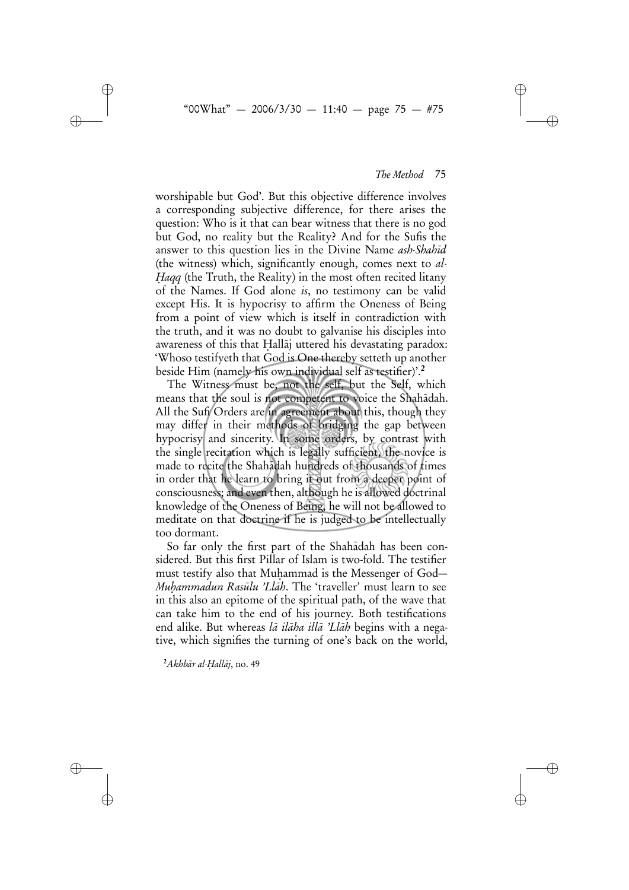worshipable but God'. But this objective difference involves a corresponding subjective difference, for there arises the question: Who is it that can bear witness that there is no god but God, no reality but the Reality? And for the Sufis the answer to this question lies in the Divine Name *ash-Shahīd* (the witness) which, significantly enough, comes next to *al-Ḥaqq* (the Truth, the Reality) in the most often recited litany of the Names. If God alone *is*, no testimony can be valid except His. It is hypocrisy to affirm the Oneness of Being from a point of view which is itself in contradiction with the truth, and it was no doubt to galvanise his disciples into awareness of this that Ḥallāj uttered his devastating paradox: 'Whoso testifyeth that God is One thereby setteth up another beside Him (namely his own individual self as testifier)'.[2]

The Witness must be, not the self, but the Self, which means that the soul is not competent to voice the Shahādah. All the Sufi Orders are in agreement about this, though they may differ in their methods of bridging the gap between hypocrisy and sincerity. In some orders, by contrast with the single recitation which is legally sufficient, the novice is made to recite the Shahādah hundreds of thousands of times in order that he learn to bring it out from a deeper point of consciousness; and even then, although he is allowed doctrinal knowledge of the Oneness of Being, he will not be allowed to meditate on that doctrine if he is judged to be intellectually too dormant.

So far only the first part of the Shahādah has been considered. But this first Pillar of Islam is two-fold. The testifier must testify also that Muḥammad is the Messenger of God—*Muḥammadun Rasūlu 'Llāh*. The 'traveller' must learn to see in this also an epitome of the spiritual path, of the wave that can take him to the end of his journey. Both testifications end alike. But whereas *lā ilāha illā 'Llāh* begins with a negative, which signifies the turning of one's back on the world,

[2] *Akhbār al-Ḥallāj*, no. 49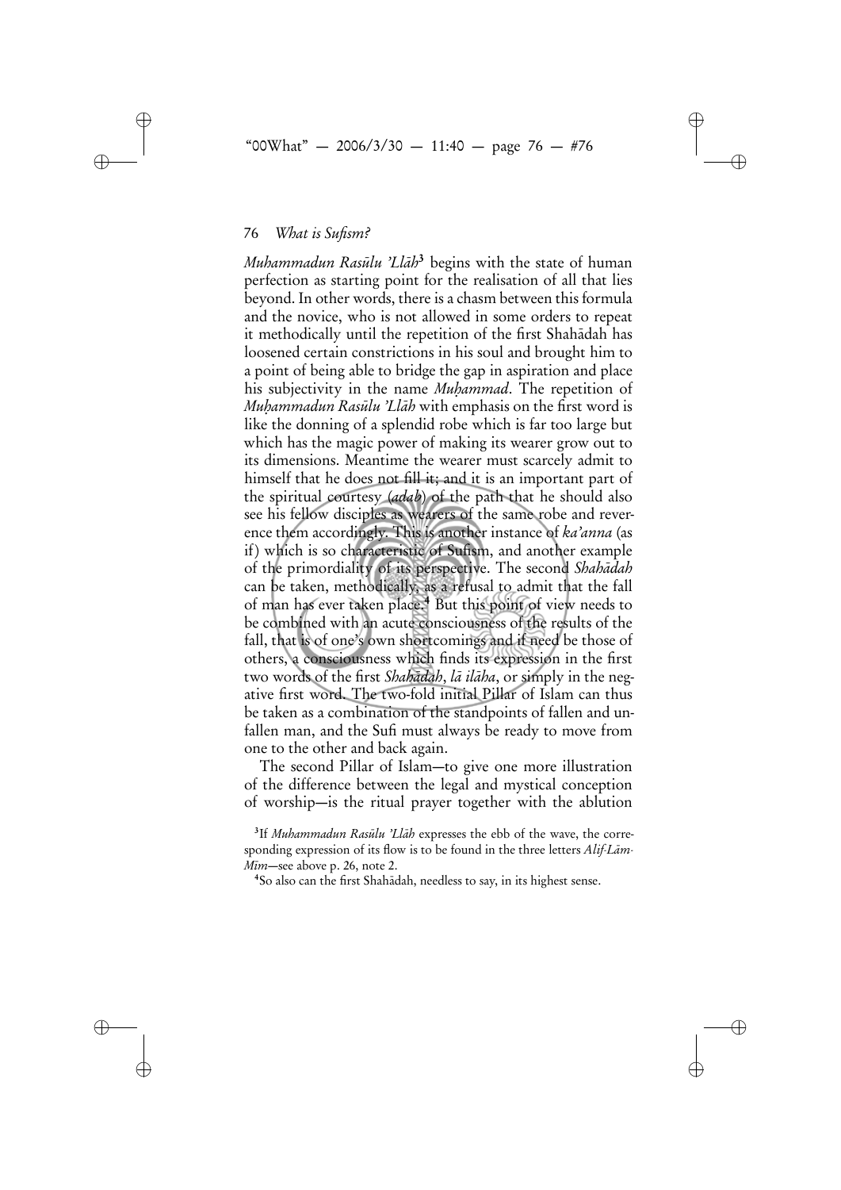*Muhammadun Rasūlu 'Llāh*[3] begins with the state of human perfection as starting point for the realisation of all that lies beyond. In other words, there is a chasm between this formula and the novice, who is not allowed in some orders to repeat it methodically until the repetition of the first Shahādah has loosened certain constrictions in his soul and brought him to a point of being able to bridge the gap in aspiration and place his subjectivity in the name *Muḥammad*. The repetition of *Muḥammadun Rasūlu 'Llāh* with emphasis on the first word is like the donning of a splendid robe which is far too large but which has the magic power of making its wearer grow out to its dimensions. Meantime the wearer must scarcely admit to himself that he does not fill it; and it is an important part of the spiritual courtesy (*adab*) of the path that he should also see his fellow disciples as wearers of the same robe and reverence them accordingly. This is another instance of *ka'anna* (as if) which is so characteristic of Sufism, and another example of the primordiality of its perspective. The second *Shahādah* can be taken, methodically, as a refusal to admit that the fall of man has ever taken place.[4] But this point of view needs to be combined with an acute consciousness of the results of the fall, that is of one's own shortcomings and if need be those of others, a consciousness which finds its expression in the first two words of the first *Shahādah*, *lā ilāha*, or simply in the negative first word. The two-fold initial Pillar of Islam can thus be taken as a combination of the standpoints of fallen and unfallen man, and the Sufi must always be ready to move from one to the other and back again.

The second Pillar of Islam—to give one more illustration of the difference between the legal and mystical conception of worship—is the ritual prayer together with the ablution

[3]If *Muhammadun Rasūlu 'Llāh* expresses the ebb of the wave, the corresponding expression of its flow is to be found in the three letters *Alif-Lām-Mīm*—see above p. 26, note 2.

[4]So also can the first Shahādah, needless to say, in its highest sense.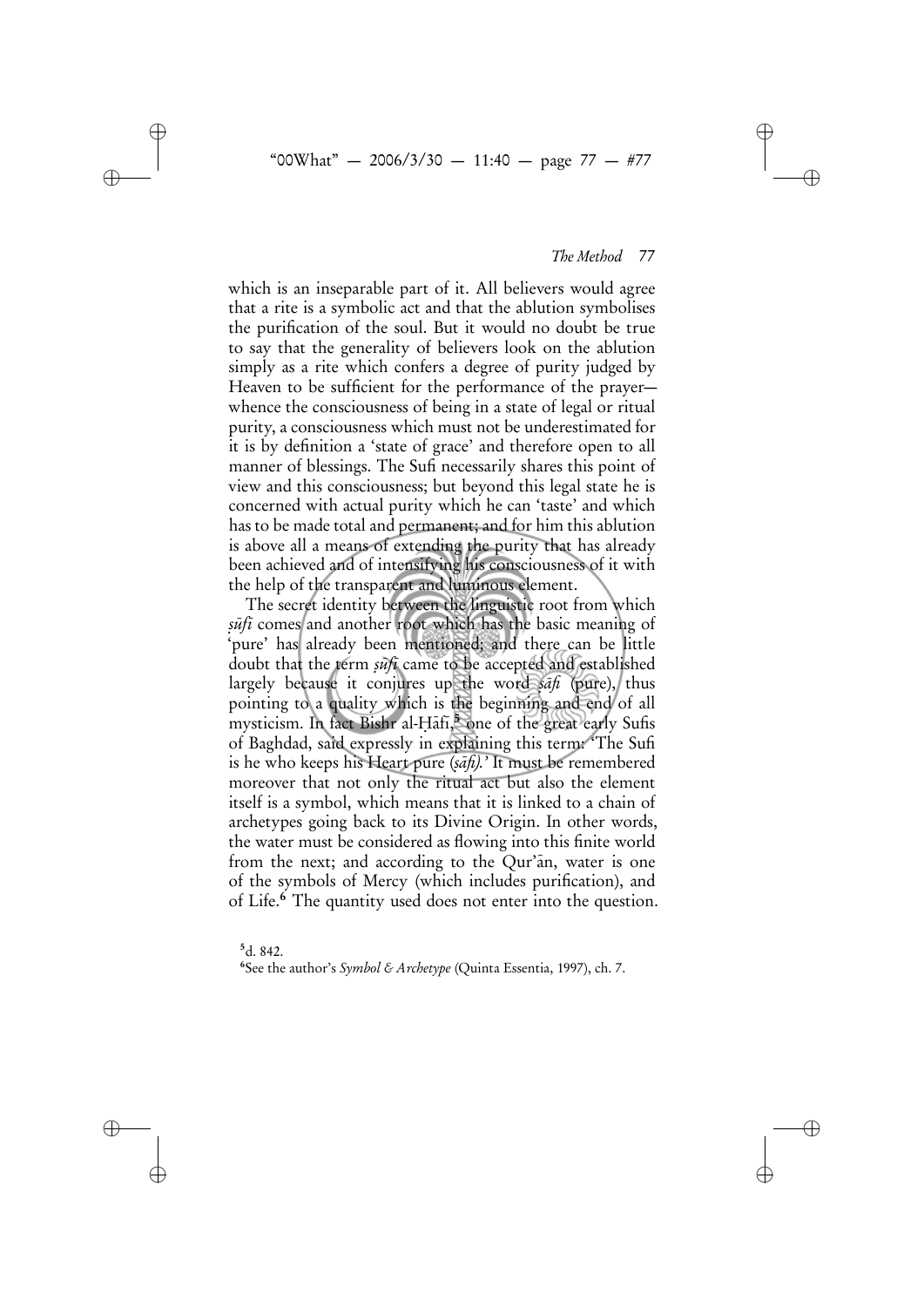which is an inseparable part of it. All believers would agree that a rite is a symbolic act and that the ablution symbolises the purification of the soul. But it would no doubt be true to say that the generality of believers look on the ablution simply as a rite which confers a degree of purity judged by Heaven to be sufficient for the performance of the prayer—whence the consciousness of being in a state of legal or ritual purity, a consciousness which must not be underestimated for it is by definition a 'state of grace' and therefore open to all manner of blessings. The Sufi necessarily shares this point of view and this consciousness; but beyond this legal state he is concerned with actual purity which he can 'taste' and which has to be made total and permanent; and for him this ablution is above all a means of extending the purity that has already been achieved and of intensifying his consciousness of it with the help of the transparent and luminous element.

The secret identity between the linguistic root from which *ṣūfī* comes and another root which has the basic meaning of 'pure' has already been mentioned; and there can be little doubt that the term *ṣūfī* came to be accepted and established largely because it conjures up the word *ṣāfī* (pure), thus pointing to a quality which is the beginning and end of all mysticism. In fact Bishr al-Ḥāfī,[5] one of the great early Sufis of Baghdad, said expressly in explaining this term: 'The Sufi is he who keeps his Heart pure (*ṣāfī*).' It must be remembered moreover that not only the ritual act but also the element itself is a symbol, which means that it is linked to a chain of archetypes going back to its Divine Origin. In other words, the water must be considered as flowing into this finite world from the next; and according to the Qur'ān, water is one of the symbols of Mercy (which includes purification), and of Life.[6] The quantity used does not enter into the question.

[5] d. 842.

[6] See the author's *Symbol & Archetype* (Quinta Essentia, 1997), ch. 7.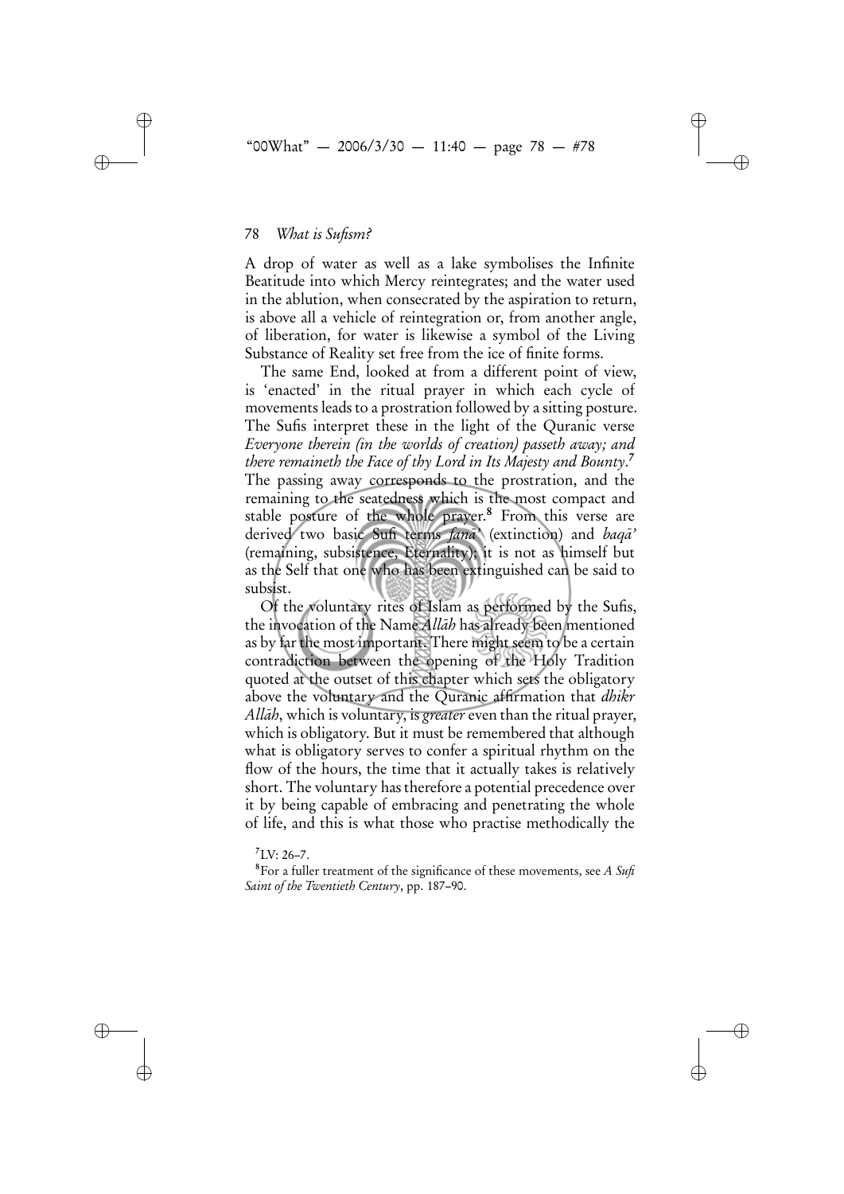A drop of water as well as a lake symbolises the Infinite Beatitude into which Mercy reintegrates; and the water used in the ablution, when consecrated by the aspiration to return, is above all a vehicle of reintegration or, from another angle, of liberation, for water is likewise a symbol of the Living Substance of Reality set free from the ice of finite forms.

The same End, looked at from a different point of view, is 'enacted' in the ritual prayer in which each cycle of movements leads to a prostration followed by a sitting posture. The Sufis interpret these in the light of the Quranic verse *Everyone therein (in the worlds of creation) passeth away; and there remaineth the Face of thy Lord in Its Majesty and Bounty*.[7] The passing away corresponds to the prostration, and the remaining to the seatedness which is the most compact and stable posture of the whole prayer.[8] From this verse are derived two basic Sufi terms *fanā'* (extinction) and *baqā'* (remaining, subsistence, Eternality); it is not as himself but as the Self that one who has been extinguished can be said to subsist.

Of the voluntary rites of Islam as performed by the Sufis, the invocation of the Name *Allāh* has already been mentioned as by far the most important. There might seem to be a certain contradiction between the opening of the Holy Tradition quoted at the outset of this chapter which sets the obligatory above the voluntary and the Quranic affirmation that *dhikr Allāh*, which is voluntary, is *greater* even than the ritual prayer, which is obligatory. But it must be remembered that although what is obligatory serves to confer a spiritual rhythm on the flow of the hours, the time that it actually takes is relatively short. The voluntary has therefore a potential precedence over it by being capable of embracing and penetrating the whole of life, and this is what those who practise methodically the

[7] LV: 26–7.

[8] For a fuller treatment of the significance of these movements, see *A Sufi Saint of the Twentieth Century*, pp. 187–90.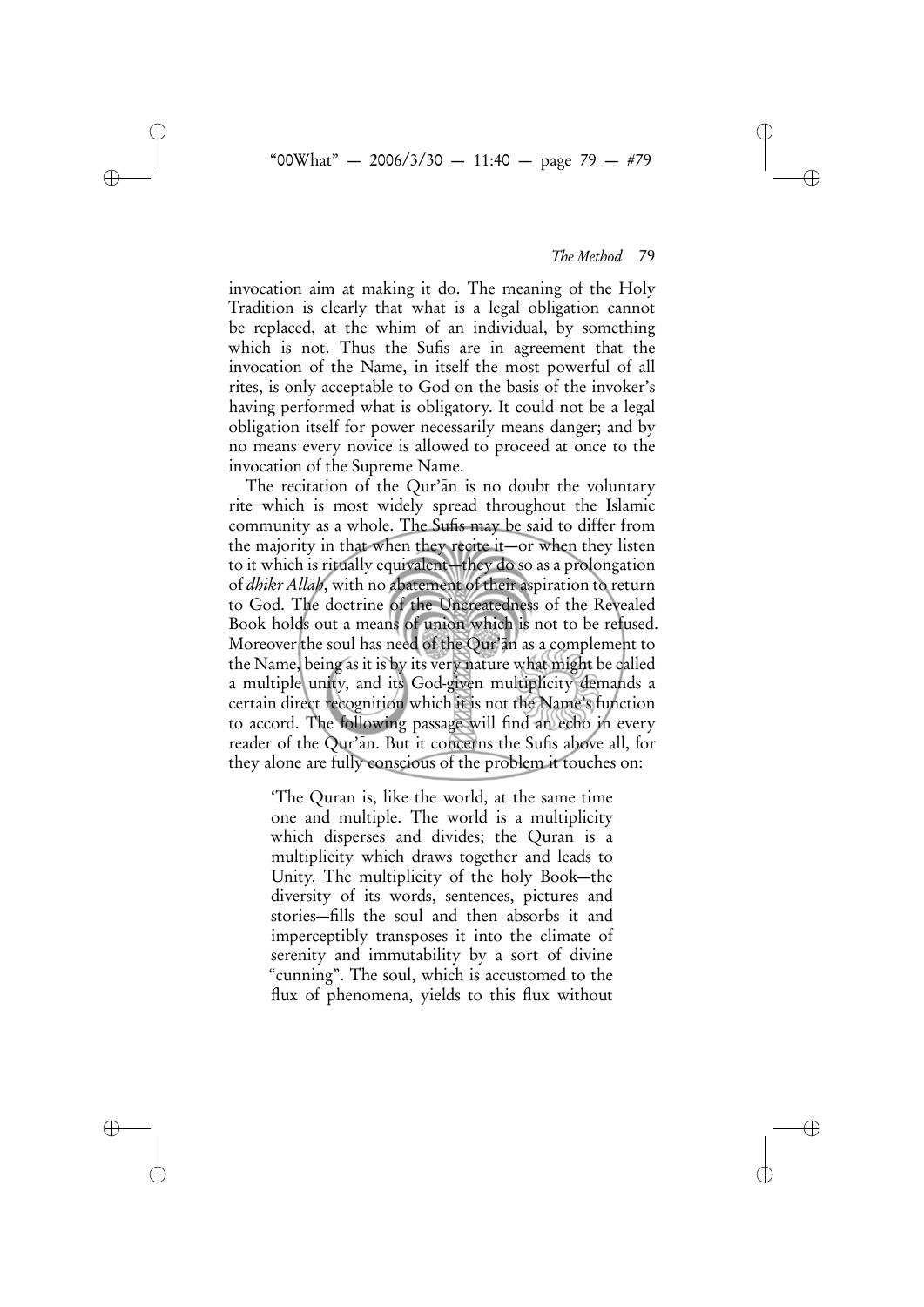invocation aim at making it do. The meaning of the Holy Tradition is clearly that what is a legal obligation cannot be replaced, at the whim of an individual, by something which is not. Thus the Sufis are in agreement that the invocation of the Name, in itself the most powerful of all rites, is only acceptable to God on the basis of the invoker's having performed what is obligatory. It could not be a legal obligation itself for power necessarily means danger; and by no means every novice is allowed to proceed at once to the invocation of the Supreme Name.

The recitation of the Qur'ān is no doubt the voluntary rite which is most widely spread throughout the Islamic community as a whole. The Sufis may be said to differ from the majority in that when they recite it—or when they listen to it which is ritually equivalent—they do so as a prolongation of *dhikr Allāh*, with no abatement of their aspiration to return to God. The doctrine of the Uncreatedness of the Revealed Book holds out a means of union which is not to be refused. Moreover the soul has need of the Qur'ān as a complement to the Name, being as it is by its very nature what might be called a multiple unity, and its God-given multiplicity demands a certain direct recognition which it is not the Name's function to accord. The following passage will find an echo in every reader of the Qur'ān. But it concerns the Sufis above all, for they alone are fully conscious of the problem it touches on:

> 'The Quran is, like the world, at the same time one and multiple. The world is a multiplicity which disperses and divides; the Quran is a multiplicity which draws together and leads to Unity. The multiplicity of the holy Book—the diversity of its words, sentences, pictures and stories—fills the soul and then absorbs it and imperceptibly transposes it into the climate of serenity and immutability by a sort of divine "cunning". The soul, which is accustomed to the flux of phenomena, yields to this flux without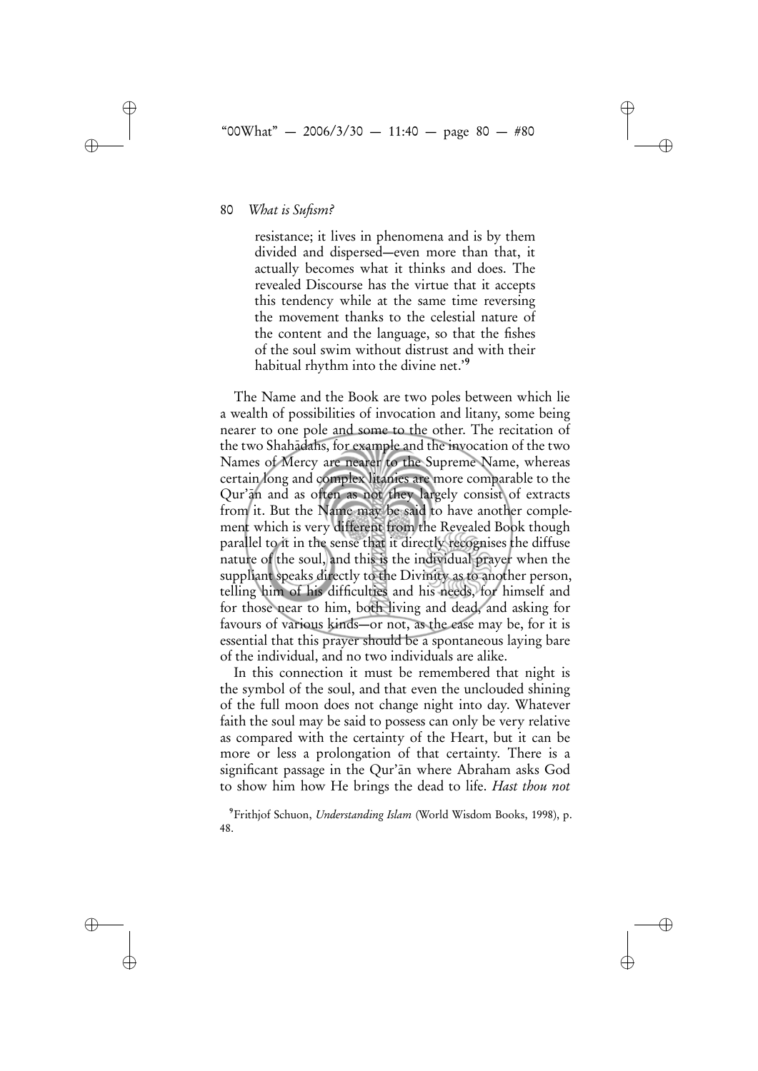> resistance; it lives in phenomena and is by them divided and dispersed—even more than that, it actually becomes what it thinks and does. The revealed Discourse has the virtue that it accepts this tendency while at the same time reversing the movement thanks to the celestial nature of the content and the language, so that the fishes of the soul swim without distrust and with their habitual rhythm into the divine net.'[9]

The Name and the Book are two poles between which lie a wealth of possibilities of invocation and litany, some being nearer to one pole and some to the other. The recitation of the two Shahādahs, for example and the invocation of the two Names of Mercy are nearer to the Supreme Name, whereas certain long and complex litanies are more comparable to the Qur'ān and as often as not they largely consist of extracts from it. But the Name may be said to have another complement which is very different from the Revealed Book though parallel to it in the sense that it directly recognises the diffuse nature of the soul, and this is the individual prayer when the suppliant speaks directly to the Divinity as to another person, telling him of his difficulties and his needs, for himself and for those near to him, both living and dead, and asking for favours of various kinds—or not, as the case may be, for it is essential that this prayer should be a spontaneous laying bare of the individual, and no two individuals are alike.

In this connection it must be remembered that night is the symbol of the soul, and that even the unclouded shining of the full moon does not change night into day. Whatever faith the soul may be said to possess can only be very relative as compared with the certainty of the Heart, but it can be more or less a prolongation of that certainty. There is a significant passage in the Qur'ān where Abraham asks God to show him how He brings the dead to life. *Hast thou not*

[9] Frithjof Schuon, *Understanding Islam* (World Wisdom Books, 1998), p. 48.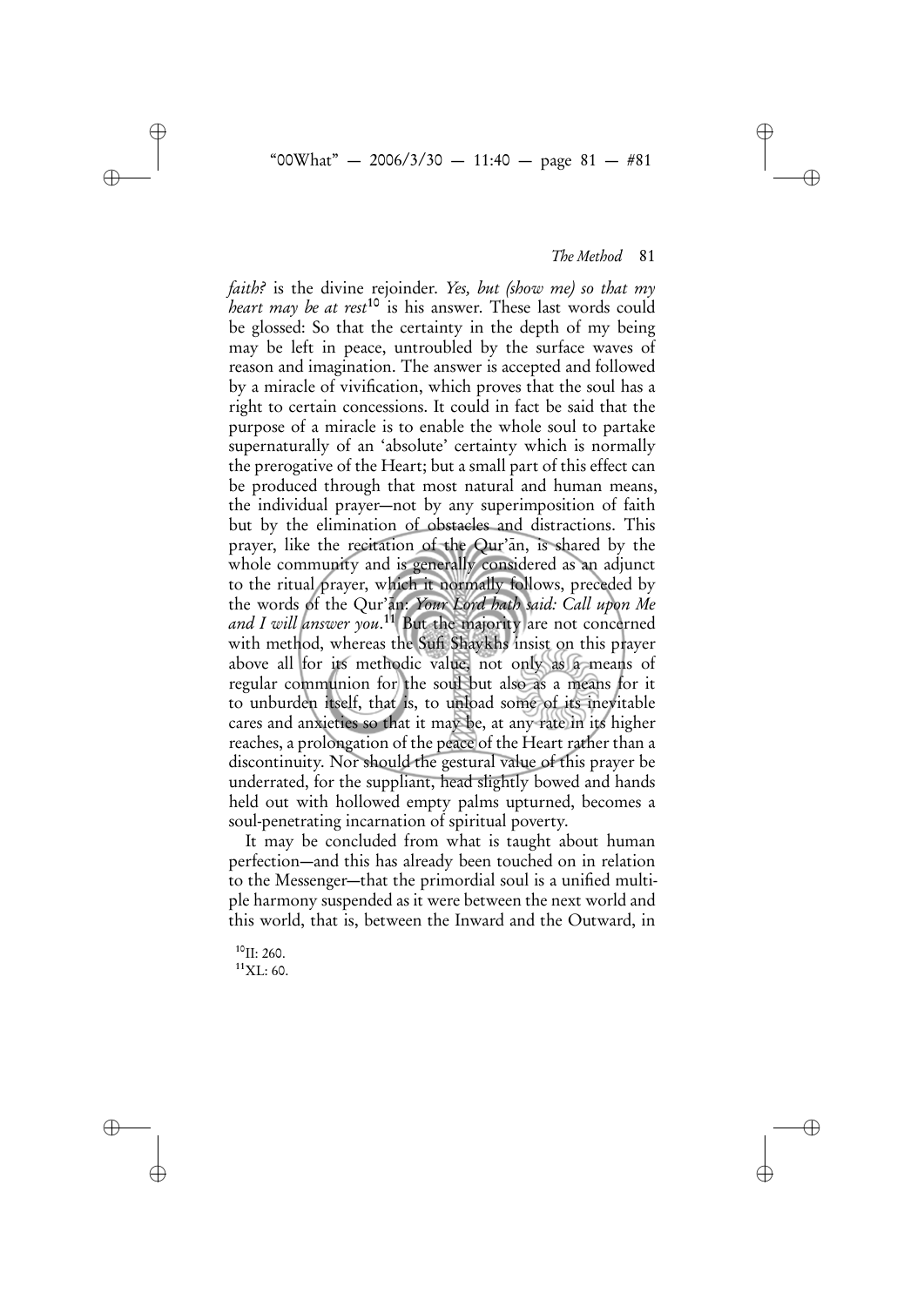*faith?* is the divine rejoinder. *Yes, but (show me) so that my heart may be at rest*[10] is his answer. These last words could be glossed: So that the certainty in the depth of my being may be left in peace, untroubled by the surface waves of reason and imagination. The answer is accepted and followed by a miracle of vivification, which proves that the soul has a right to certain concessions. It could in fact be said that the purpose of a miracle is to enable the whole soul to partake supernaturally of an 'absolute' certainty which is normally the prerogative of the Heart; but a small part of this effect can be produced through that most natural and human means, the individual prayer—not by any superimposition of faith but by the elimination of obstacles and distractions. This prayer, like the recitation of the Qur'ān, is shared by the whole community and is generally considered as an adjunct to the ritual prayer, which it normally follows, preceded by the words of the Qur'ān: *Your Lord hath said: Call upon Me and I will answer you*.[11] But the majority are not concerned with method, whereas the Sufi Shaykhs insist on this prayer above all for its methodic value, not only as a means of regular communion for the soul but also as a means for it to unburden itself, that is, to unload some of its inevitable cares and anxieties so that it may be, at any rate in its higher reaches, a prolongation of the peace of the Heart rather than a discontinuity. Nor should the gestural value of this prayer be underrated, for the suppliant, head slightly bowed and hands held out with hollowed empty palms upturned, becomes a soul-penetrating incarnation of spiritual poverty.

It may be concluded from what is taught about human perfection—and this has already been touched on in relation to the Messenger—that the primordial soul is a unified multiple harmony suspended as it were between the next world and this world, that is, between the Inward and the Outward, in

[10] II: 260.
[11] XL: 60.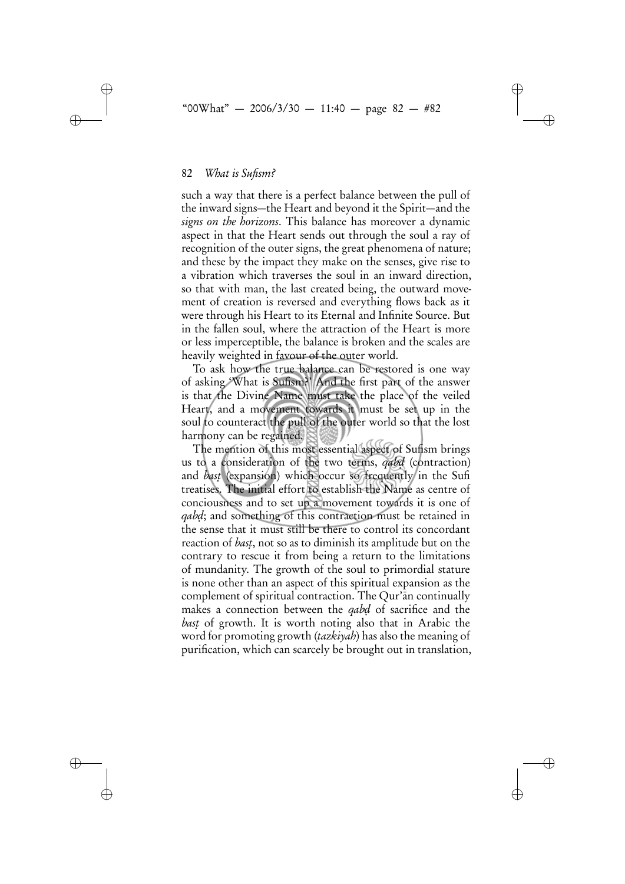such a way that there is a perfect balance between the pull of the inward signs—the Heart and beyond it the Spirit—and the *signs on the horizons*. This balance has moreover a dynamic aspect in that the Heart sends out through the soul a ray of recognition of the outer signs, the great phenomena of nature; and these by the impact they make on the senses, give rise to a vibration which traverses the soul in an inward direction, so that with man, the last created being, the outward movement of creation is reversed and everything flows back as it were through his Heart to its Eternal and Infinite Source. But in the fallen soul, where the attraction of the Heart is more or less imperceptible, the balance is broken and the scales are heavily weighted in favour of the outer world.

To ask how the true balance can be restored is one way of asking 'What is Sufism?' And the first part of the answer is that the Divine Name must take the place of the veiled Heart, and a movement towards it must be set up in the soul to counteract the pull of the outer world so that the lost harmony can be regained.

The mention of this most essential aspect of Sufism brings us to a consideration of the two terms, *qabḍ* (contraction) and *basṭ* (expansion) which occur so frequently in the Sufi treatises. The initial effort to establish the Name as centre of conciousness and to set up a movement towards it is one of *qabḍ*; and something of this contraction must be retained in the sense that it must still be there to control its concordant reaction of *basṭ*, not so as to diminish its amplitude but on the contrary to rescue it from being a return to the limitations of mundanity. The growth of the soul to primordial stature is none other than an aspect of this spiritual expansion as the complement of spiritual contraction. The Qur'ān continually makes a connection between the *qabḍ* of sacrifice and the *basṭ* of growth. It is worth noting also that in Arabic the word for promoting growth (*tazkiyah*) has also the meaning of purification, which can scarcely be brought out in translation,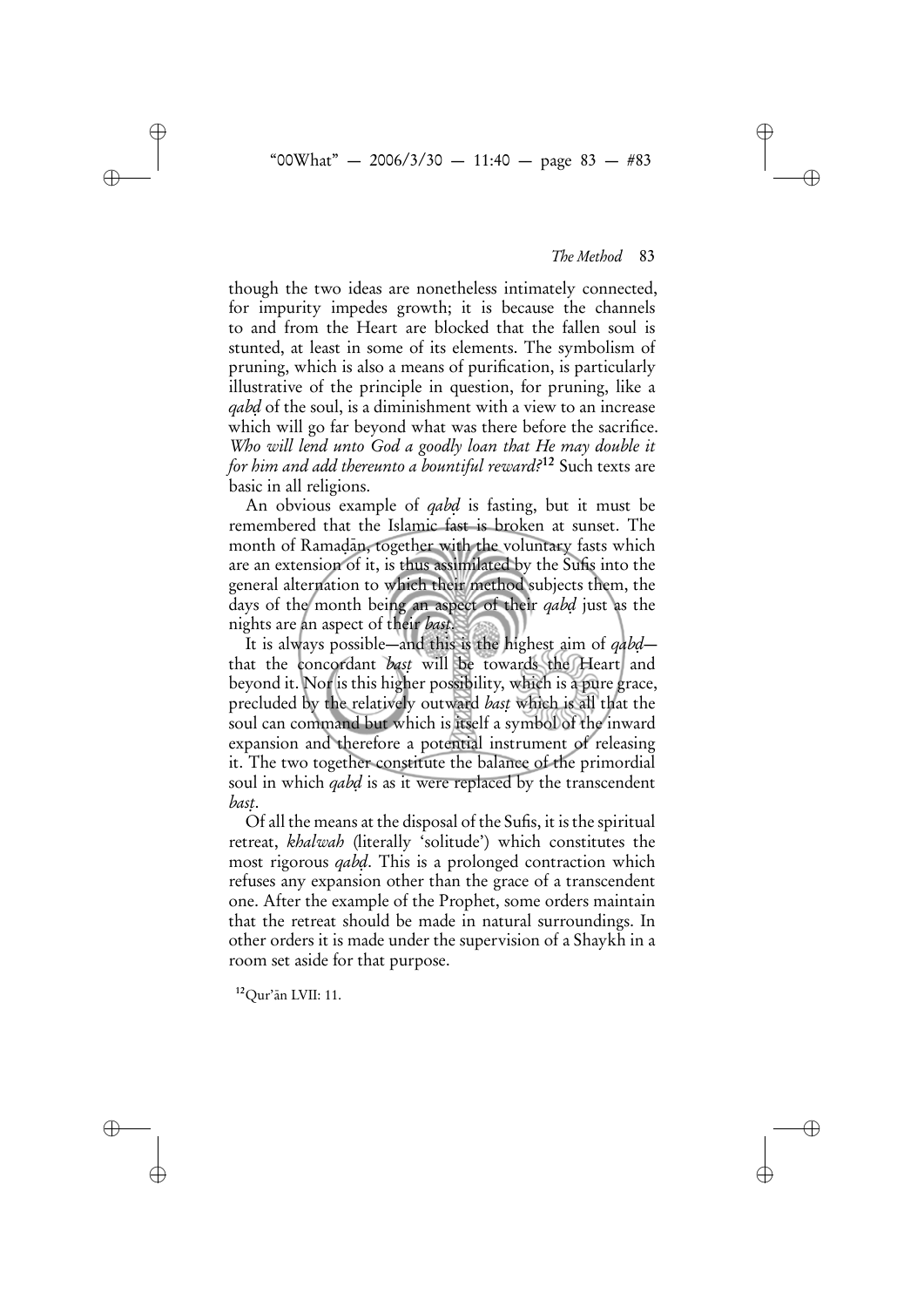though the two ideas are nonetheless intimately connected, for impurity impedes growth; it is because the channels to and from the Heart are blocked that the fallen soul is stunted, at least in some of its elements. The symbolism of pruning, which is also a means of purification, is particularly illustrative of the principle in question, for pruning, like a *qabḍ* of the soul, is a diminishment with a view to an increase which will go far beyond what was there before the sacrifice. *Who will lend unto God a goodly loan that He may double it for him and add thereunto a bountiful reward?*[12] Such texts are basic in all religions.

An obvious example of *qabḍ* is fasting, but it must be remembered that the Islamic fast is broken at sunset. The month of Ramaḍān, together with the voluntary fasts which are an extension of it, is thus assimilated by the Sufis into the general alternation to which their method subjects them, the days of the month being an aspect of their *qabḍ* just as the nights are an aspect of their *basṭ*.

It is always possible—and this is the highest aim of *qabḍ*—that the concordant *basṭ* will be towards the Heart and beyond it. Nor is this higher possibility, which is a pure grace, precluded by the relatively outward *basṭ* which is all that the soul can command but which is itself a symbol of the inward expansion and therefore a potential instrument of releasing it. The two together constitute the balance of the primordial soul in which *qabḍ* is as it were replaced by the transcendent *basṭ*.

Of all the means at the disposal of the Sufis, it is the spiritual retreat, *khalwah* (literally 'solitude') which constitutes the most rigorous *qabḍ*. This is a prolonged contraction which refuses any expansion other than the grace of a transcendent one. After the example of the Prophet, some orders maintain that the retreat should be made in natural surroundings. In other orders it is made under the supervision of a Shaykh in a room set aside for that purpose.

[12] Qur'ān LVII: 11.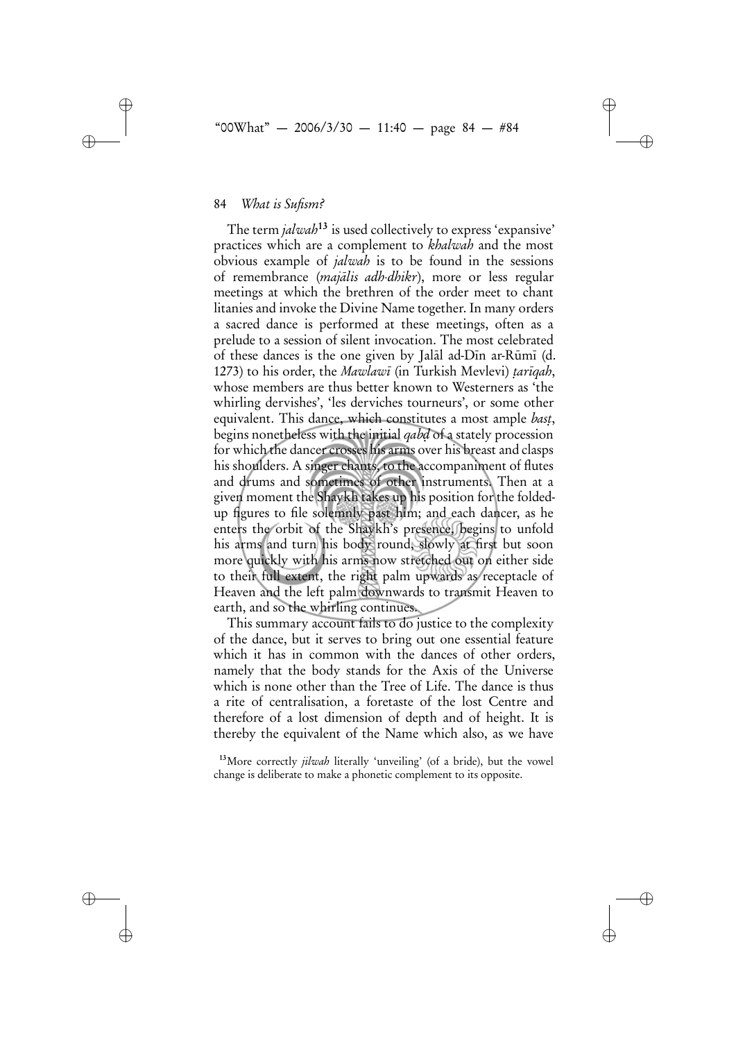The term *jalwah*[13] is used collectively to express 'expansive' practices which are a complement to *khalwah* and the most obvious example of *jalwah* is to be found in the sessions of remembrance (*majālis adh-dhikr*), more or less regular meetings at which the brethren of the order meet to chant litanies and invoke the Divine Name together. In many orders a sacred dance is performed at these meetings, often as a prelude to a session of silent invocation. The most celebrated of these dances is the one given by Jalāl ad-Dīn ar-Rūmī (d. 1273) to his order, the *Mawlawī* (in Turkish Mevlevi) *ṭarīqah*, whose members are thus better known to Westerners as 'the whirling dervishes', 'les derviches tourneurs', or some other equivalent. This dance, which constitutes a most ample *basṭ*, begins nonetheless with the initial *qabḍ* of a stately procession for which the dancer crosses his arms over his breast and clasps his shoulders. A singer chants, to the accompaniment of flutes and drums and sometimes of other instruments. Then at a given moment the Shaykh takes up his position for the folded-up figures to file solemnly past him; and each dancer, as he enters the orbit of the Shaykh's presence, begins to unfold his arms and turn his body round, slowly at first but soon more quickly with his arms now stretched out on either side to their full extent, the right palm upwards as receptacle of Heaven and the left palm downwards to transmit Heaven to earth, and so the whirling continues.

This summary account fails to do justice to the complexity of the dance, but it serves to bring out one essential feature which it has in common with the dances of other orders, namely that the body stands for the Axis of the Universe which is none other than the Tree of Life. The dance is thus a rite of centralisation, a foretaste of the lost Centre and therefore of a lost dimension of depth and of height. It is thereby the equivalent of the Name which also, as we have

[13] More correctly *jilwah* literally 'unveiling' (of a bride), but the vowel change is deliberate to make a phonetic complement to its opposite.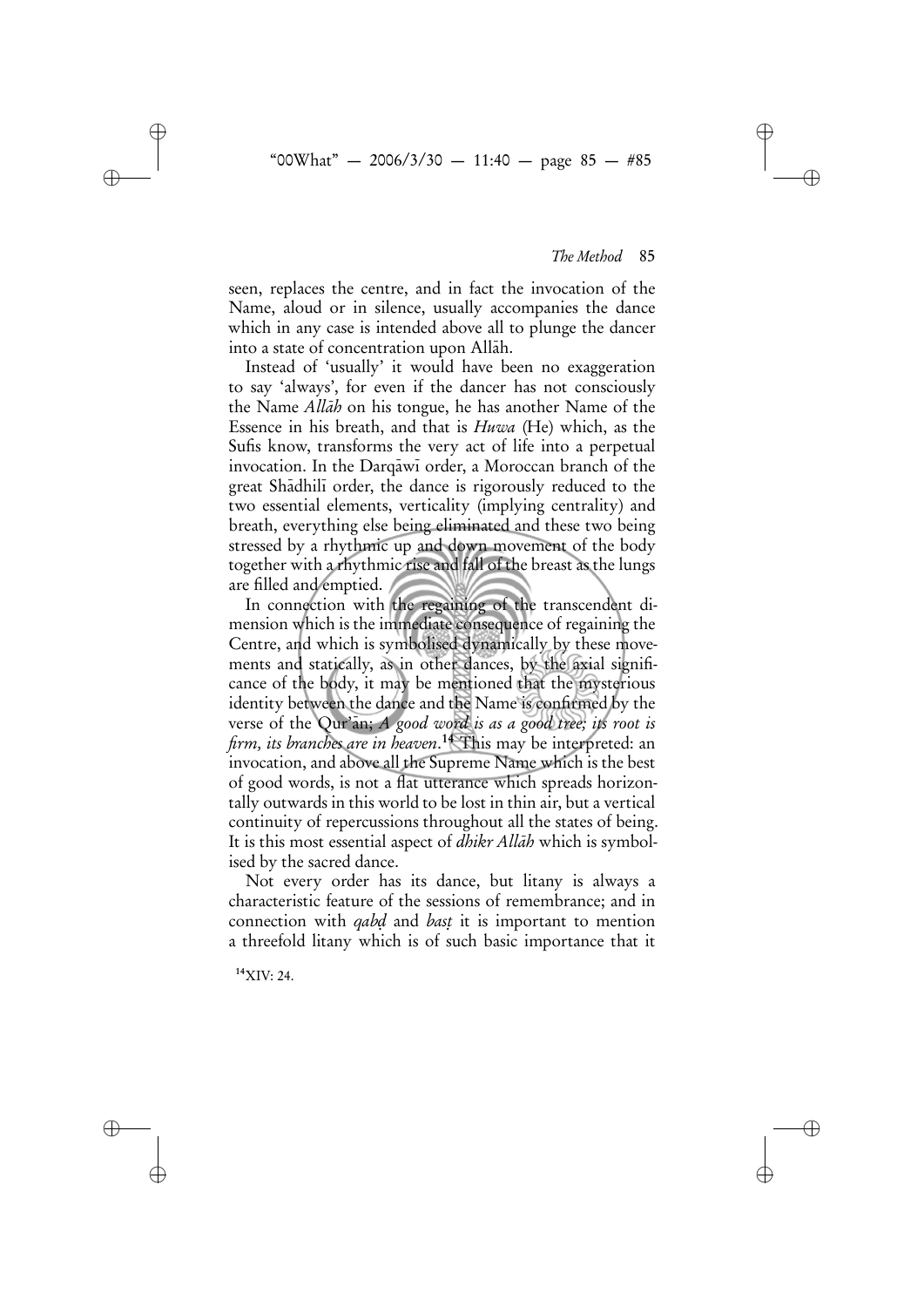seen, replaces the centre, and in fact the invocation of the Name, aloud or in silence, usually accompanies the dance which in any case is intended above all to plunge the dancer into a state of concentration upon Allāh.

Instead of 'usually' it would have been no exaggeration to say 'always', for even if the dancer has not consciously the Name *Allāh* on his tongue, he has another Name of the Essence in his breath, and that is *Huwa* (He) which, as the Sufis know, transforms the very act of life into a perpetual invocation. In the Darqāwī order, a Moroccan branch of the great Shādhilī order, the dance is rigorously reduced to the two essential elements, verticality (implying centrality) and breath, everything else being eliminated and these two being stressed by a rhythmic up and down movement of the body together with a rhythmic rise and fall of the breast as the lungs are filled and emptied.

In connection with the regaining of the transcendent dimension which is the immediate consequence of regaining the Centre, and which is symbolised dynamically by these movements and statically, as in other dances, by the axial significance of the body, it may be mentioned that the mysterious identity between the dance and the Name is confirmed by the verse of the Qur'ān; *A good word is as a good tree; its root is firm, its branches are in heaven*.[14] This may be interpreted: an invocation, and above all the Supreme Name which is the best of good words, is not a flat utterance which spreads horizontally outwards in this world to be lost in thin air, but a vertical continuity of repercussions throughout all the states of being. It is this most essential aspect of *dhikr Allāh* which is symbolised by the sacred dance.

Not every order has its dance, but litany is always a characteristic feature of the sessions of remembrance; and in connection with *qabḍ* and *basṭ* it is important to mention a threefold litany which is of such basic importance that it

[14] XIV: 24.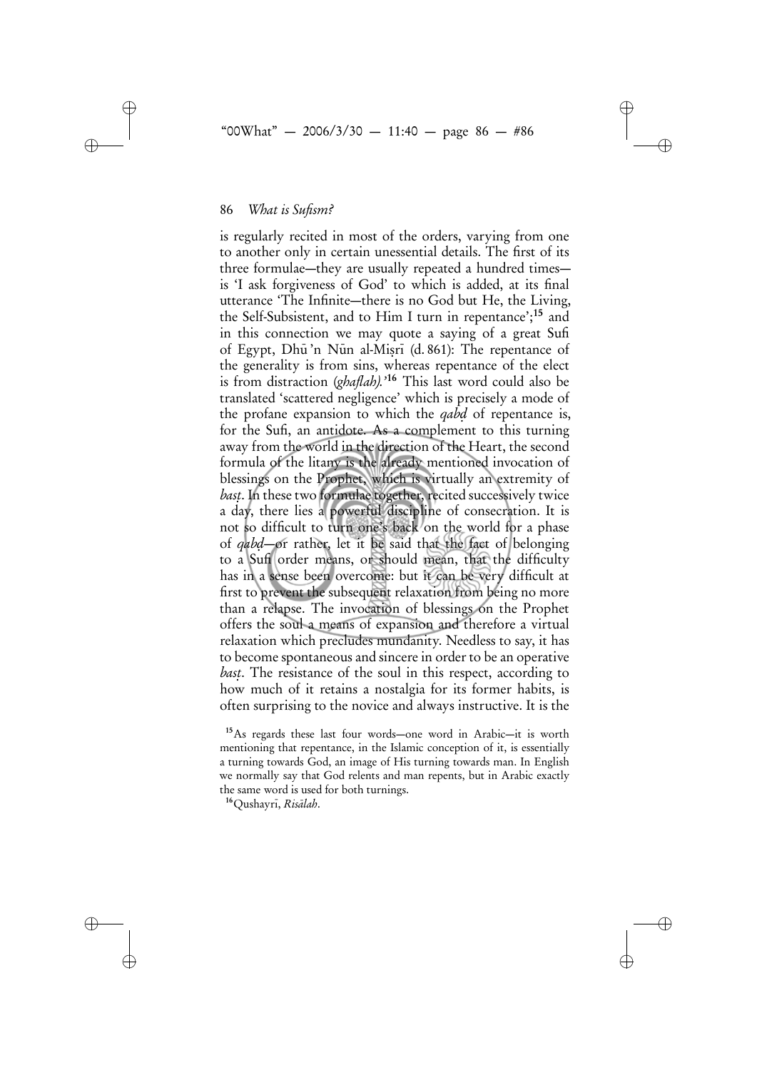is regularly recited in most of the orders, varying from one to another only in certain unessential details. The first of its three formulae—they are usually repeated a hundred times—is 'I ask forgiveness of God' to which is added, at its final utterance 'The Infinite—there is no God but He, the Living, the Self-Subsistent, and to Him I turn in repentance';[15] and in this connection we may quote a saying of a great Sufi of Egypt, Dhū 'n Nūn al-Miṣrī (d. 861): The repentance of the generality is from sins, whereas repentance of the elect is from distraction (*ghaflah*).'[16] This last word could also be translated 'scattered negligence' which is precisely a mode of the profane expansion to which the *qabḍ* of repentance is, for the Sufi, an antidote. As a complement to this turning away from the world in the direction of the Heart, the second formula of the litany is the already mentioned invocation of blessings on the Prophet, which is virtually an extremity of *basṭ*. In these two formulae together, recited successively twice a day, there lies a powerful discipline of consecration. It is not so difficult to turn one's back on the world for a phase of *qabḍ*—or rather, let it be said that the fact of belonging to a Sufi order means, or should mean, that the difficulty has in a sense been overcome: but it can be very difficult at first to prevent the subsequent relaxation from being no more than a relapse. The invocation of blessings on the Prophet offers the soul a means of expansion and therefore a virtual relaxation which precludes mundanity. Needless to say, it has to become spontaneous and sincere in order to be an operative *basṭ*. The resistance of the soul in this respect, according to how much of it retains a nostalgia for its former habits, is often surprising to the novice and always instructive. It is the

[15] As regards these last four words—one word in Arabic—it is worth mentioning that repentance, in the Islamic conception of it, is essentially a turning towards God, an image of His turning towards man. In English we normally say that God relents and man repents, but in Arabic exactly the same word is used for both turnings.

[16] Qushayrī, *Risālah*.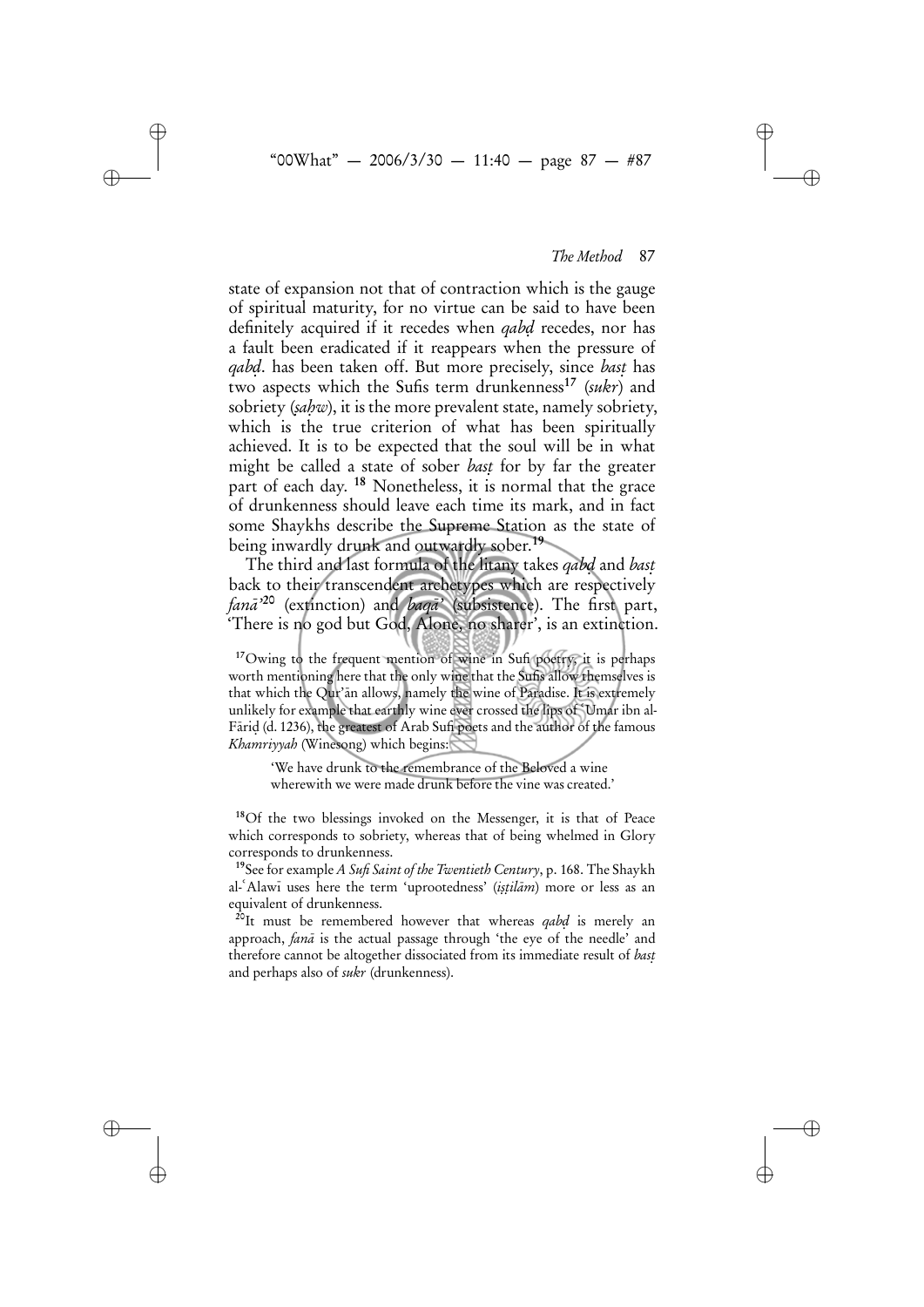state of expansion not that of contraction which is the gauge of spiritual maturity, for no virtue can be said to have been definitely acquired if it recedes when *qabḍ* recedes, nor has a fault been eradicated if it reappears when the pressure of *qabḍ*. has been taken off. But more precisely, since *basṭ* has two aspects which the Sufis term drunkenness[17] (*sukr*) and sobriety (*ṣaḥw*), it is the more prevalent state, namely sobriety, which is the true criterion of what has been spiritually achieved. It is to be expected that the soul will be in what might be called a state of sober *basṭ* for by far the greater part of each day. [18] Nonetheless, it is normal that the grace of drunkenness should leave each time its mark, and in fact some Shaykhs describe the Supreme Station as the state of being inwardly drunk and outwardly sober.[19]

The third and last formula of the litany takes *qabḍ* and *basṭ* back to their transcendent archetypes which are respectively *fanā'*[20] (extinction) and *baqā'* (subsistence). The first part, 'There is no god but God, Alone, no sharer', is an extinction.

[17]Owing to the frequent mention of wine in Sufi poetry, it is perhaps worth mentioning here that the only wine that the Sufis allow themselves is that which the Qur'ān allows, namely the wine of Paradise. It is extremely unlikely for example that earthly wine ever crossed the lips of ʿUmar ibn al-Fāriḍ (d. 1236), the greatest of Arab Sufi poets and the author of the famous *Khamriyyah* (Winesong) which begins:

> 'We have drunk to the remembrance of the Beloved a wine
> wherewith we were made drunk before the vine was created.'

[18]Of the two blessings invoked on the Messenger, it is that of Peace which corresponds to sobriety, whereas that of being whelmed in Glory corresponds to drunkenness.

[19]See for example *A Sufi Saint of the Twentieth Century*, p. 168. The Shaykh al-ʿAlawī uses here the term 'uprootedness' (*iṣṭilām*) more or less as an equivalent of drunkenness.

[20]It must be remembered however that whereas *qabḍ* is merely an approach, *fanā* is the actual passage through 'the eye of the needle' and therefore cannot be altogether dissociated from its immediate result of *basṭ* and perhaps also of *sukr* (drunkenness).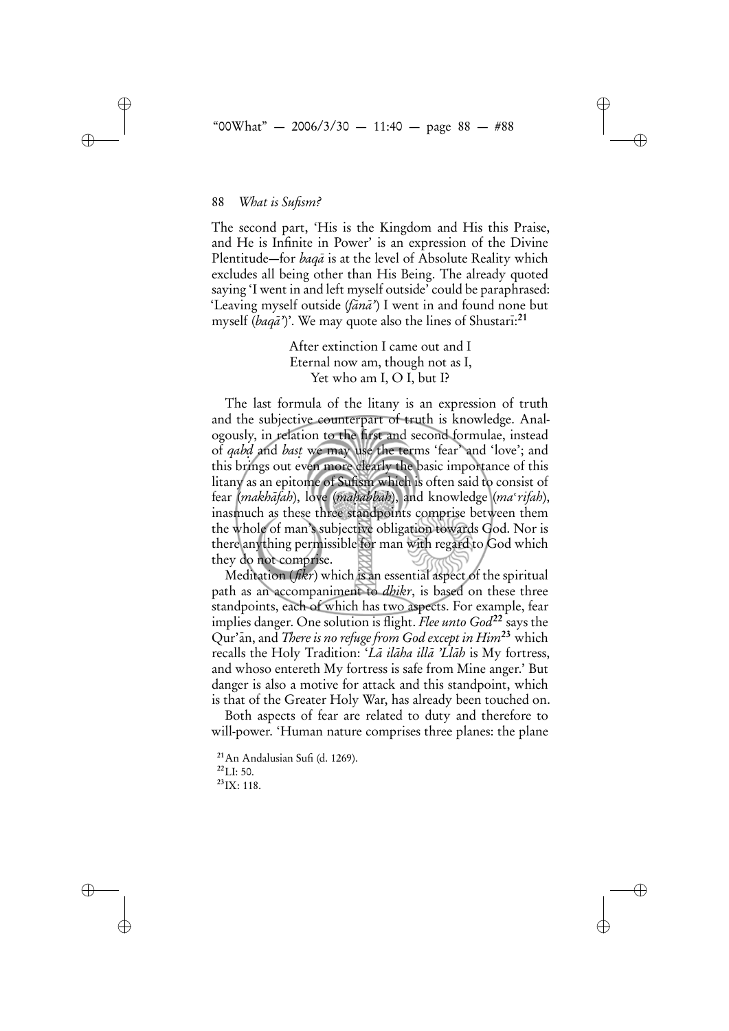The second part, 'His is the Kingdom and His this Praise, and He is Infinite in Power' is an expression of the Divine Plentitude—for *baqā* is at the level of Absolute Reality which excludes all being other than His Being. The already quoted saying 'I went in and left myself outside' could be paraphrased: 'Leaving myself outside (*fanā'*) I went in and found none but myself (*baqā'*)'. We may quote also the lines of Shustarī:[21]

> After extinction I came out and I
> Eternal now am, though not as I,
> Yet who am I, O I, but I?

The last formula of the litany is an expression of truth and the subjective counterpart of truth is knowledge. Analogously, in relation to the first and second formulae, instead of *qabḍ* and *basṭ* we may use the terms 'fear' and 'love'; and this brings out even more clearly the basic importance of this litany as an epitome of Sufism which is often said to consist of fear (*makhāfah*), love (*maḥabbah*), and knowledge (*maʿrifah*), inasmuch as these three standpoints comprise between them the whole of man's subjective obligation towards God. Nor is there anything permissible for man with regard to God which they do not comprise.

Meditation (*fikr*) which is an essential aspect of the spiritual path as an accompaniment to *dhikr*, is based on these three standpoints, each of which has two aspects. For example, fear implies danger. One solution is flight. *Flee unto God*[22] says the Qur'ān, and *There is no refuge from God except in Him*[23] which recalls the Holy Tradition: '*Lā ilāha illā 'Llāh* is My fortress, and whoso entereth My fortress is safe from Mine anger.' But danger is also a motive for attack and this standpoint, which is that of the Greater Holy War, has already been touched on.

Both aspects of fear are related to duty and therefore to will-power. 'Human nature comprises three planes: the plane

[21] An Andalusian Sufi (d. 1269).

[22] LI: 50.

[23] IX: 118.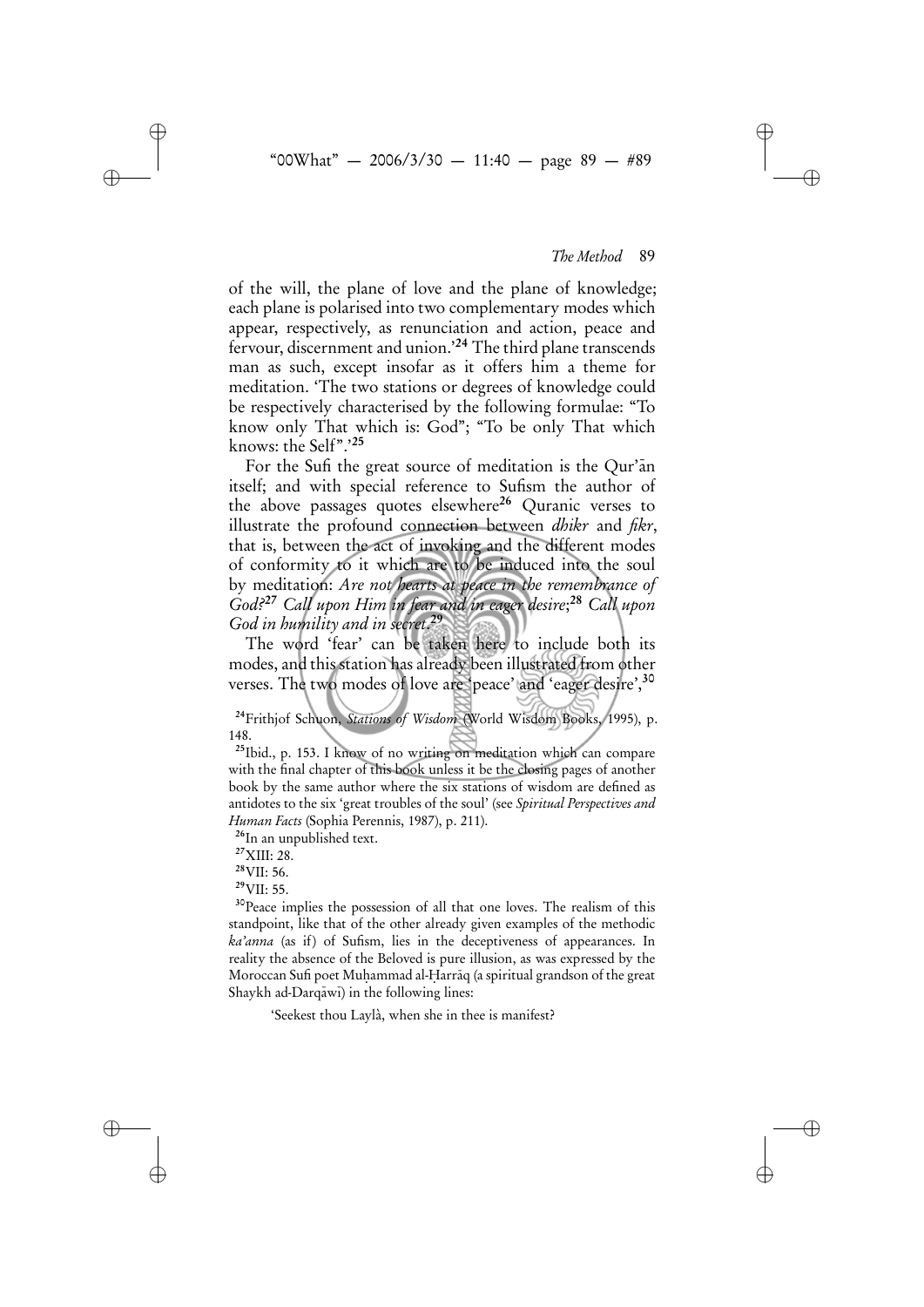of the will, the plane of love and the plane of knowledge; each plane is polarised into two complementary modes which appear, respectively, as renunciation and action, peace and fervour, discernment and union.'[24] The third plane transcends man as such, except insofar as it offers him a theme for meditation. 'The two stations or degrees of knowledge could be respectively characterised by the following formulae: "To know only That which is: God"; "To be only That which knows: the Self".'[25]

For the Sufi the great source of meditation is the Qur'ān itself; and with special reference to Sufism the author of the above passages quotes elsewhere[26] Quranic verses to illustrate the profound connection between *dhikr* and *fikr*, that is, between the act of invoking and the different modes of conformity to it which are to be induced into the soul by meditation: *Are not hearts at peace in the remembrance of God?*[27] *Call upon Him in fear and in eager desire*;[28] *Call upon God in humility and in secret.*[29]

The word 'fear' can be taken here to include both its modes, and this station has already been illustrated from other verses. The two modes of love are 'peace' and 'eager desire',[30]

[24]Frithjof Schuon, *Stations of Wisdom* (World Wisdom Books, 1995), p. 148.

[25]Ibid., p. 153. I know of no writing on meditation which can compare with the final chapter of this book unless it be the closing pages of another book by the same author where the six stations of wisdom are defined as antidotes to the six 'great troubles of the soul' (see *Spiritual Perspectives and Human Facts* (Sophia Perennis, 1987), p. 211).

[26]In an unpublished text.

[27]XIII: 28.

[28]VII: 56.

[29]VII: 55.

[30]Peace implies the possession of all that one loves. The realism of this standpoint, like that of the other already given examples of the methodic *ka'anna* (as if) of Sufism, lies in the deceptiveness of appearances. In reality the absence of the Beloved is pure illusion, as was expressed by the Moroccan Sufi poet Muḥammad al-Ḥarrāq (a spiritual grandson of the great Shaykh ad-Darqāwī) in the following lines:

'Seekest thou Laylà, when she in thee is manifest?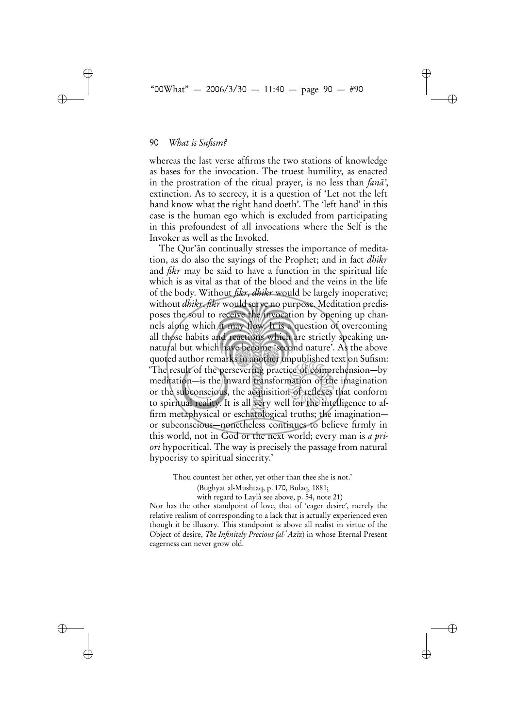whereas the last verse affirms the two stations of knowledge as bases for the invocation. The truest humility, as enacted in the prostration of the ritual prayer, is no less than *fanā'*, extinction. As to secrecy, it is a question of 'Let not the left hand know what the right hand doeth'. The 'left hand' in this case is the human ego which is excluded from participating in this profoundest of all invocations where the Self is the Invoker as well as the Invoked.

The Qur'ān continually stresses the importance of meditation, as do also the sayings of the Prophet; and in fact *dhikr* and *fikr* may be said to have a function in the spiritual life which is as vital as that of the blood and the veins in the life of the body. Without *fikr*, *dhikr* would be largely inoperative; without *dhikr*, *fikr* would serve no purpose. Meditation predisposes the soul to receive the invocation by opening up channels along which it may flow. It is a question of overcoming all those habits and reactions which are strictly speaking unnatural but which have become 'second nature'. As the above quoted author remarks in another unpublished text on Sufism: 'The result of the persevering practice of comprehension—by meditation—is the inward transformation of the imagination or the subconscious, the acquisition of reflexes that conform to spiritual reality. It is all very well for the intelligence to affirm metaphysical or eschatological truths; the imagination—or subconscious—nonetheless continues to believe firmly in this world, not in God or the next world; every man is *a priori* hypocritical. The way is precisely the passage from natural hypocrisy to spiritual sincerity.'

Thou countest her other, yet other than thee she is not.'

(Bughyat al-Mushtaq, p. 170, Bulaq, 1881;
with regard to Laylà see above, p. 54, note 21)

Nor has the other standpoint of love, that of 'eager desire', merely the relative realism of corresponding to a lack that is actually experienced even though it be illusory. This standpoint is above all realist in virtue of the Object of desire, *The Infinitely Precious (al-ʿAzīz)* in whose Eternal Present eagerness can never grow old.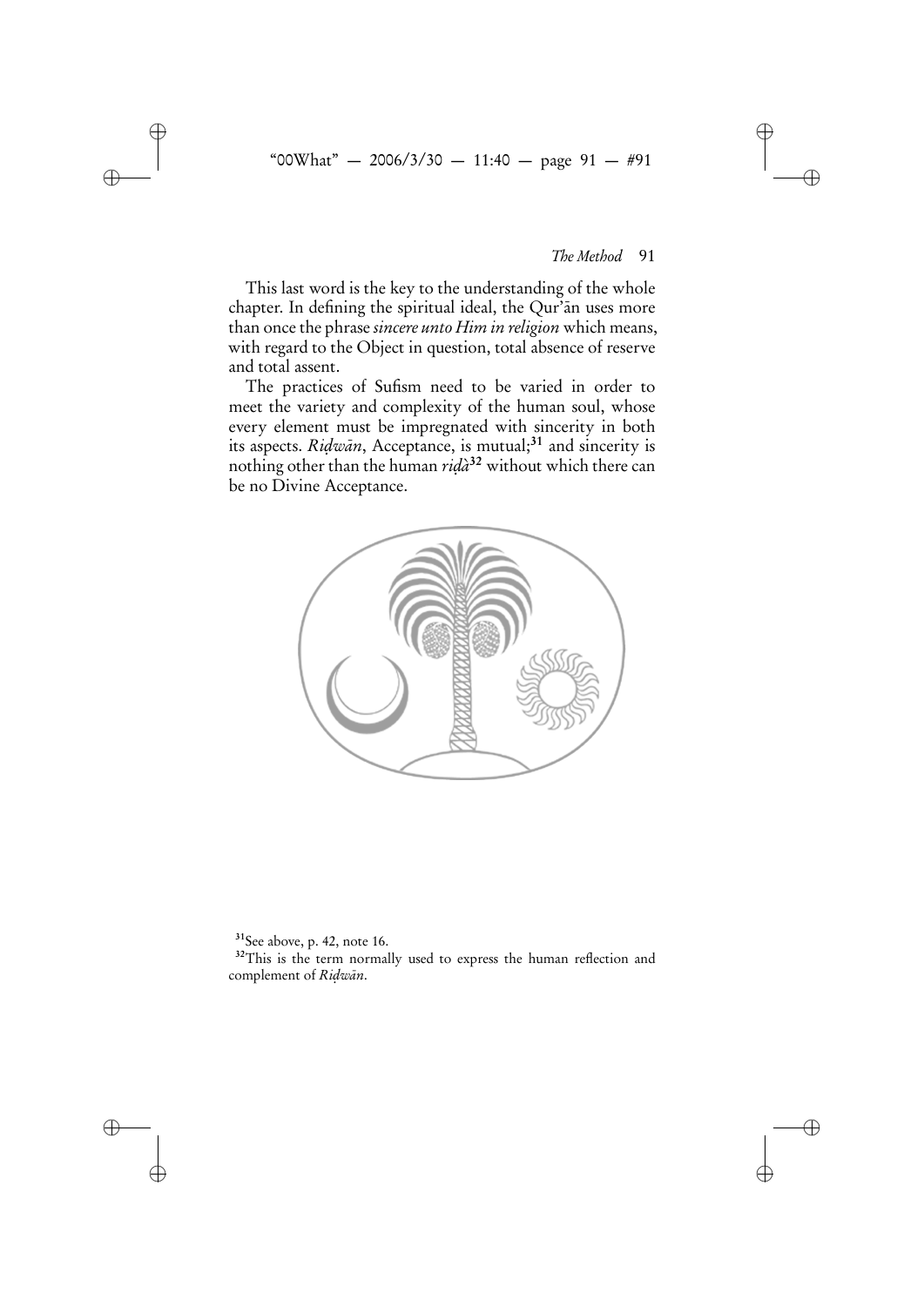This last word is the key to the understanding of the whole chapter. In defining the spiritual ideal, the Qur'ān uses more than once the phrase *sincere unto Him in religion* which means, with regard to the Object in question, total absence of reserve and total assent.

The practices of Sufism need to be varied in order to meet the variety and complexity of the human soul, whose every element must be impregnated with sincerity in both its aspects. *Riḍwān*, Acceptance, is mutual;[31] and sincerity is nothing other than the human *riḍà*[32] without which there can be no Divine Acceptance.

[31] See above, p. 42, note 16.

[32] This is the term normally used to express the human reflection and complement of *Riḍwān*.